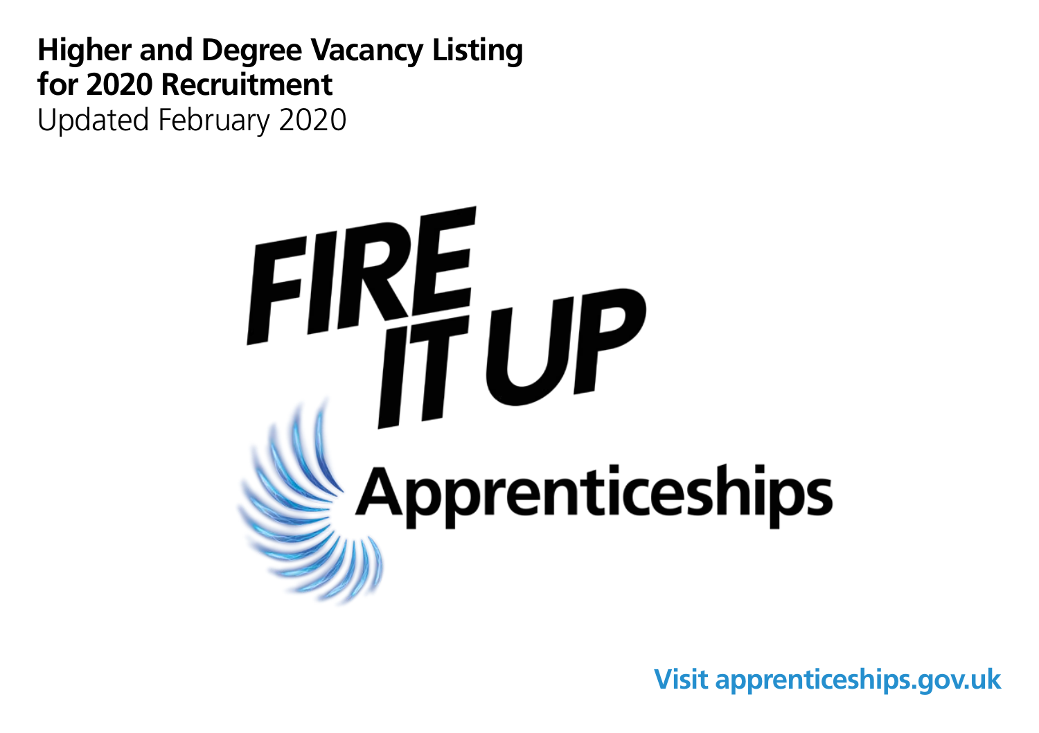# Higher and Degree Vacancy Listing for 2020 Recruitment

Updated February 2020

FIRE IT UP

Apprenticeships

**Visit apprenticeships.gov.uk**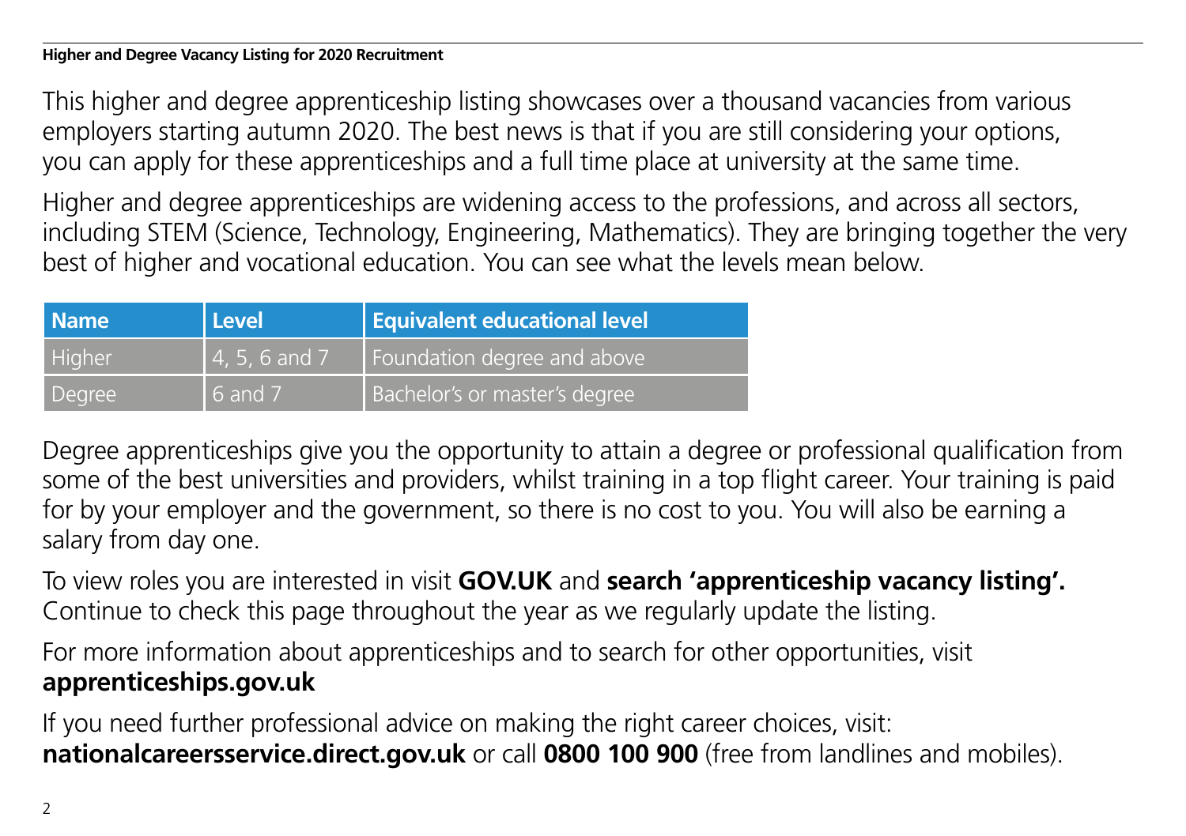This higher and degree apprenticeship listing showcases over a thousand vacancies from various employers starting autumn 2020. The best news is that if you are still considering your options, you can apply for these apprenticeships and a full time place at university at the same time.

Higher and degree apprenticeships are widening access to the professions, and across all sectors, including STEM (Science, Technology, Engineering, Mathematics). They are bringing together the very best of higher and vocational education. You can see what the levels mean below.

| Name | Level | Equivalent educational level |
|---|---|---|
| Higher | 4, 5, 6 and 7 | Foundation degree and above |
| Degree | 6 and 7 | Bachelor's or master's degree |

Degree apprenticeships give you the opportunity to attain a degree or professional qualification from some of the best universities and providers, whilst training in a top flight career. Your training is paid for by your employer and the government, so there is no cost to you. You will also be earning a salary from day one.

To view roles you are interested in visit **GOV.UK** and **search 'apprenticeship vacancy listing'.** Continue to check this page throughout the year as we regularly update the listing.

For more information about apprenticeships and to search for other opportunities, visit **apprenticeships.gov.uk**

If you need further professional advice on making the right career choices, visit: **nationalcareersservice.direct.gov.uk** or call **0800 100 900** (free from landlines and mobiles).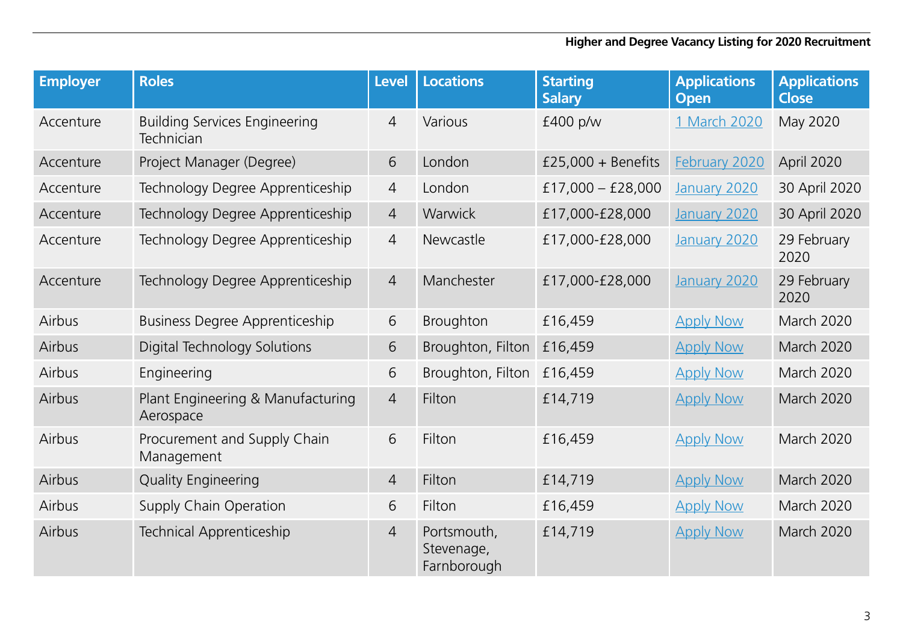| Employer | Roles | Level | Locations | Starting Salary | Applications Open | Applications Close |
|---|---|---|---|---|---|---|
| Accenture | Building Services Engineering Technician | 4 | Various | £400 p/w | 1 March 2020 | May 2020 |
| Accenture | Project Manager (Degree) | 6 | London | £25,000 + Benefits | February 2020 | April 2020 |
| Accenture | Technology Degree Apprenticeship | 4 | London | £17,000 – £28,000 | January 2020 | 30 April 2020 |
| Accenture | Technology Degree Apprenticeship | 4 | Warwick | £17,000-£28,000 | January 2020 | 30 April 2020 |
| Accenture | Technology Degree Apprenticeship | 4 | Newcastle | £17,000-£28,000 | January 2020 | 29 February 2020 |
| Accenture | Technology Degree Apprenticeship | 4 | Manchester | £17,000-£28,000 | January 2020 | 29 February 2020 |
| Airbus | Business Degree Apprenticeship | 6 | Broughton | £16,459 | Apply Now | March 2020 |
| Airbus | Digital Technology Solutions | 6 | Broughton, Filton | £16,459 | Apply Now | March 2020 |
| Airbus | Engineering | 6 | Broughton, Filton | £16,459 | Apply Now | March 2020 |
| Airbus | Plant Engineering & Manufacturing Aerospace | 4 | Filton | £14,719 | Apply Now | March 2020 |
| Airbus | Procurement and Supply Chain Management | 6 | Filton | £16,459 | Apply Now | March 2020 |
| Airbus | Quality Engineering | 4 | Filton | £14,719 | Apply Now | March 2020 |
| Airbus | Supply Chain Operation | 6 | Filton | £16,459 | Apply Now | March 2020 |
| Airbus | Technical Apprenticeship | 4 | Portsmouth, Stevenage, Farnborough | £14,719 | Apply Now | March 2020 |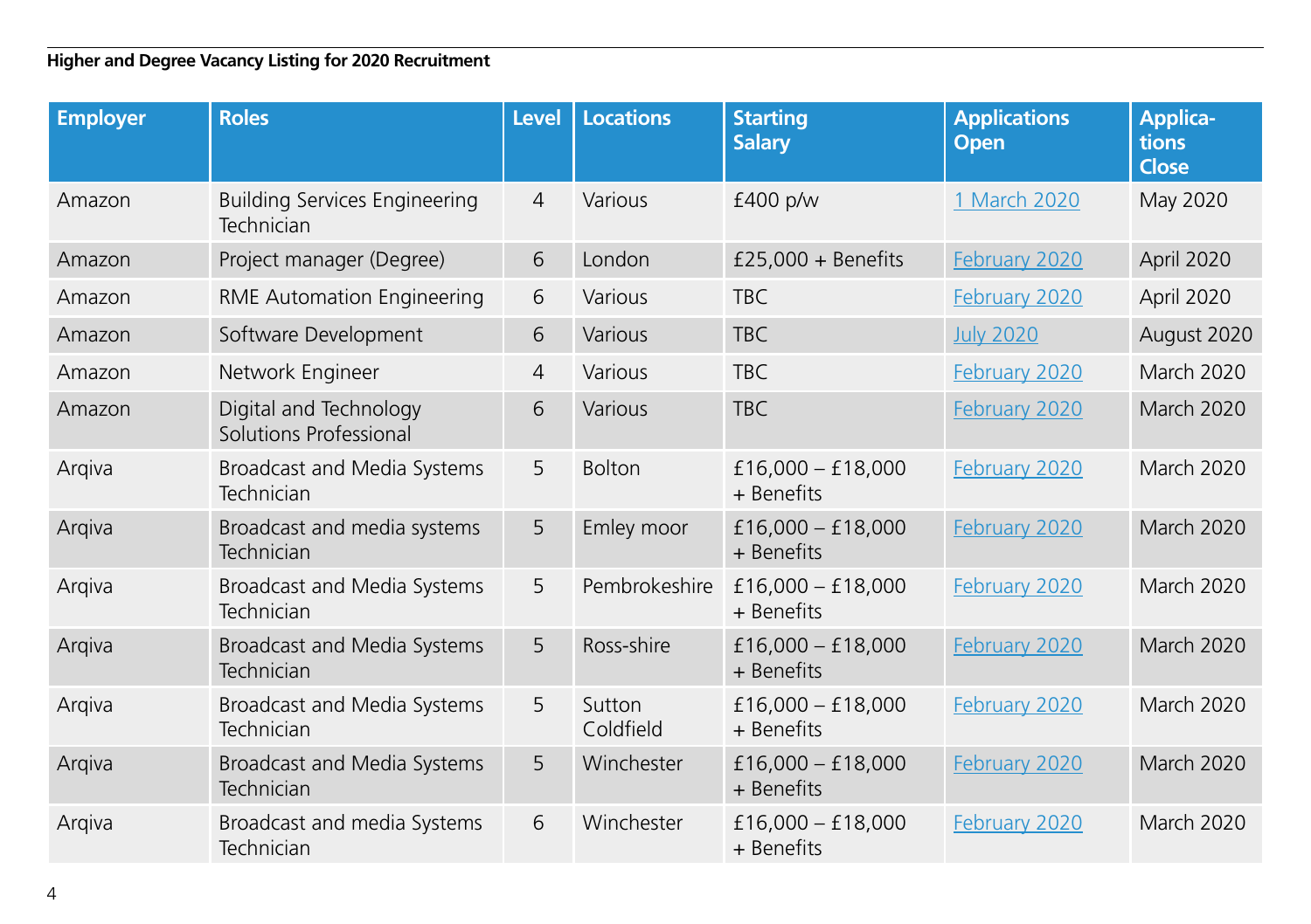**Higher and Degree Vacancy Listing for 2020 Recruitment**

| Employer | Roles | Level | Locations | Starting Salary | Applications Open | Applications Close |
|---|---|---|---|---|---|---|
| Amazon | Building Services Engineering Technician | 4 | Various | £400 p/w | 1 March 2020 | May 2020 |
| Amazon | Project manager (Degree) | 6 | London | £25,000 + Benefits | February 2020 | April 2020 |
| Amazon | RME Automation Engineering | 6 | Various | TBC | February 2020 | April 2020 |
| Amazon | Software Development | 6 | Various | TBC | July 2020 | August 2020 |
| Amazon | Network Engineer | 4 | Various | TBC | February 2020 | March 2020 |
| Amazon | Digital and Technology Solutions Professional | 6 | Various | TBC | February 2020 | March 2020 |
| Arqiva | Broadcast and Media Systems Technician | 5 | Bolton | £16,000 – £18,000 + Benefits | February 2020 | March 2020 |
| Arqiva | Broadcast and media systems Technician | 5 | Emley moor | £16,000 – £18,000 + Benefits | February 2020 | March 2020 |
| Arqiva | Broadcast and Media Systems Technician | 5 | Pembrokeshire | £16,000 – £18,000 + Benefits | February 2020 | March 2020 |
| Arqiva | Broadcast and Media Systems Technician | 5 | Ross-shire | £16,000 – £18,000 + Benefits | February 2020 | March 2020 |
| Arqiva | Broadcast and Media Systems Technician | 5 | Sutton Coldfield | £16,000 – £18,000 + Benefits | February 2020 | March 2020 |
| Arqiva | Broadcast and Media Systems Technician | 5 | Winchester | £16,000 – £18,000 + Benefits | February 2020 | March 2020 |
| Arqiva | Broadcast and media Systems Technician | 6 | Winchester | £16,000 – £18,000 + Benefits | February 2020 | March 2020 |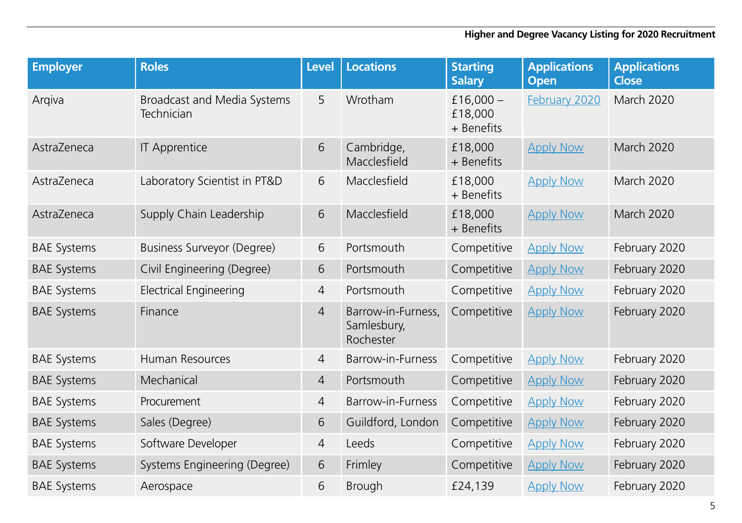**Higher and Degree Vacancy Listing for 2020 Recruitment**

| Employer | Roles | Level | Locations | Starting Salary | Applications Open | Applications Close |
|---|---|---|---|---|---|---|
| Arqiva | Broadcast and Media Systems Technician | 5 | Wrotham | £16,000 – £18,000 + Benefits | February 2020 | March 2020 |
| AstraZeneca | IT Apprentice | 6 | Cambridge, Macclesfield | £18,000 + Benefits | Apply Now | March 2020 |
| AstraZeneca | Laboratory Scientist in PT&D | 6 | Macclesfield | £18,000 + Benefits | Apply Now | March 2020 |
| AstraZeneca | Supply Chain Leadership | 6 | Macclesfield | £18,000 + Benefits | Apply Now | March 2020 |
| BAE Systems | Business Surveyor (Degree) | 6 | Portsmouth | Competitive | Apply Now | February 2020 |
| BAE Systems | Civil Engineering (Degree) | 6 | Portsmouth | Competitive | Apply Now | February 2020 |
| BAE Systems | Electrical Engineering | 4 | Portsmouth | Competitive | Apply Now | February 2020 |
| BAE Systems | Finance | 4 | Barrow-in-Furness, Samlesbury, Rochester | Competitive | Apply Now | February 2020 |
| BAE Systems | Human Resources | 4 | Barrow-in-Furness | Competitive | Apply Now | February 2020 |
| BAE Systems | Mechanical | 4 | Portsmouth | Competitive | Apply Now | February 2020 |
| BAE Systems | Procurement | 4 | Barrow-in-Furness | Competitive | Apply Now | February 2020 |
| BAE Systems | Sales (Degree) | 6 | Guildford, London | Competitive | Apply Now | February 2020 |
| BAE Systems | Software Developer | 4 | Leeds | Competitive | Apply Now | February 2020 |
| BAE Systems | Systems Engineering (Degree) | 6 | Frimley | Competitive | Apply Now | February 2020 |
| BAE Systems | Aerospace | 6 | Brough | £24,139 | Apply Now | February 2020 |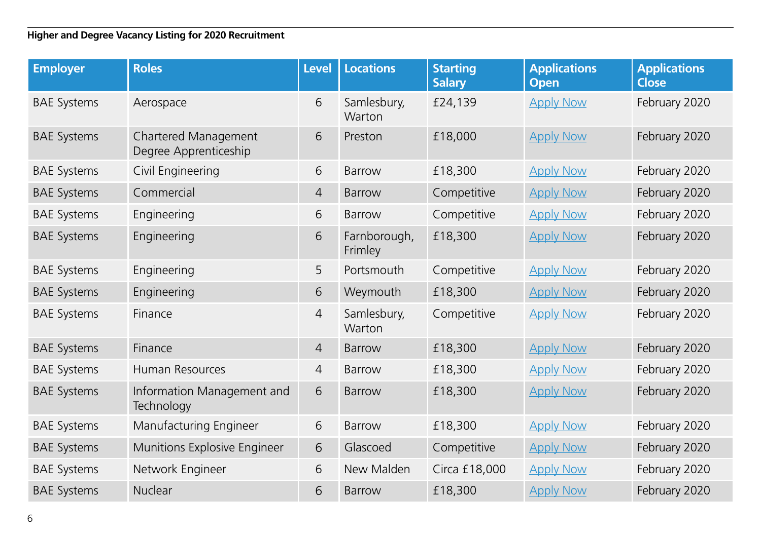**Higher and Degree Vacancy Listing for 2020 Recruitment**

| Employer | Roles | Level | Locations | Starting Salary | Applications Open | Applications Close |
|---|---|---|---|---|---|---|
| BAE Systems | Aerospace | 6 | Samlesbury, Warton | £24,139 | Apply Now | February 2020 |
| BAE Systems | Chartered Management Degree Apprenticeship | 6 | Preston | £18,000 | Apply Now | February 2020 |
| BAE Systems | Civil Engineering | 6 | Barrow | £18,300 | Apply Now | February 2020 |
| BAE Systems | Commercial | 4 | Barrow | Competitive | Apply Now | February 2020 |
| BAE Systems | Engineering | 6 | Barrow | Competitive | Apply Now | February 2020 |
| BAE Systems | Engineering | 6 | Farnborough, Frimley | £18,300 | Apply Now | February 2020 |
| BAE Systems | Engineering | 5 | Portsmouth | Competitive | Apply Now | February 2020 |
| BAE Systems | Engineering | 6 | Weymouth | £18,300 | Apply Now | February 2020 |
| BAE Systems | Finance | 4 | Samlesbury, Warton | Competitive | Apply Now | February 2020 |
| BAE Systems | Finance | 4 | Barrow | £18,300 | Apply Now | February 2020 |
| BAE Systems | Human Resources | 4 | Barrow | £18,300 | Apply Now | February 2020 |
| BAE Systems | Information Management and Technology | 6 | Barrow | £18,300 | Apply Now | February 2020 |
| BAE Systems | Manufacturing Engineer | 6 | Barrow | £18,300 | Apply Now | February 2020 |
| BAE Systems | Munitions Explosive Engineer | 6 | Glascoed | Competitive | Apply Now | February 2020 |
| BAE Systems | Network Engineer | 6 | New Malden | Circa £18,000 | Apply Now | February 2020 |
| BAE Systems | Nuclear | 6 | Barrow | £18,300 | Apply Now | February 2020 |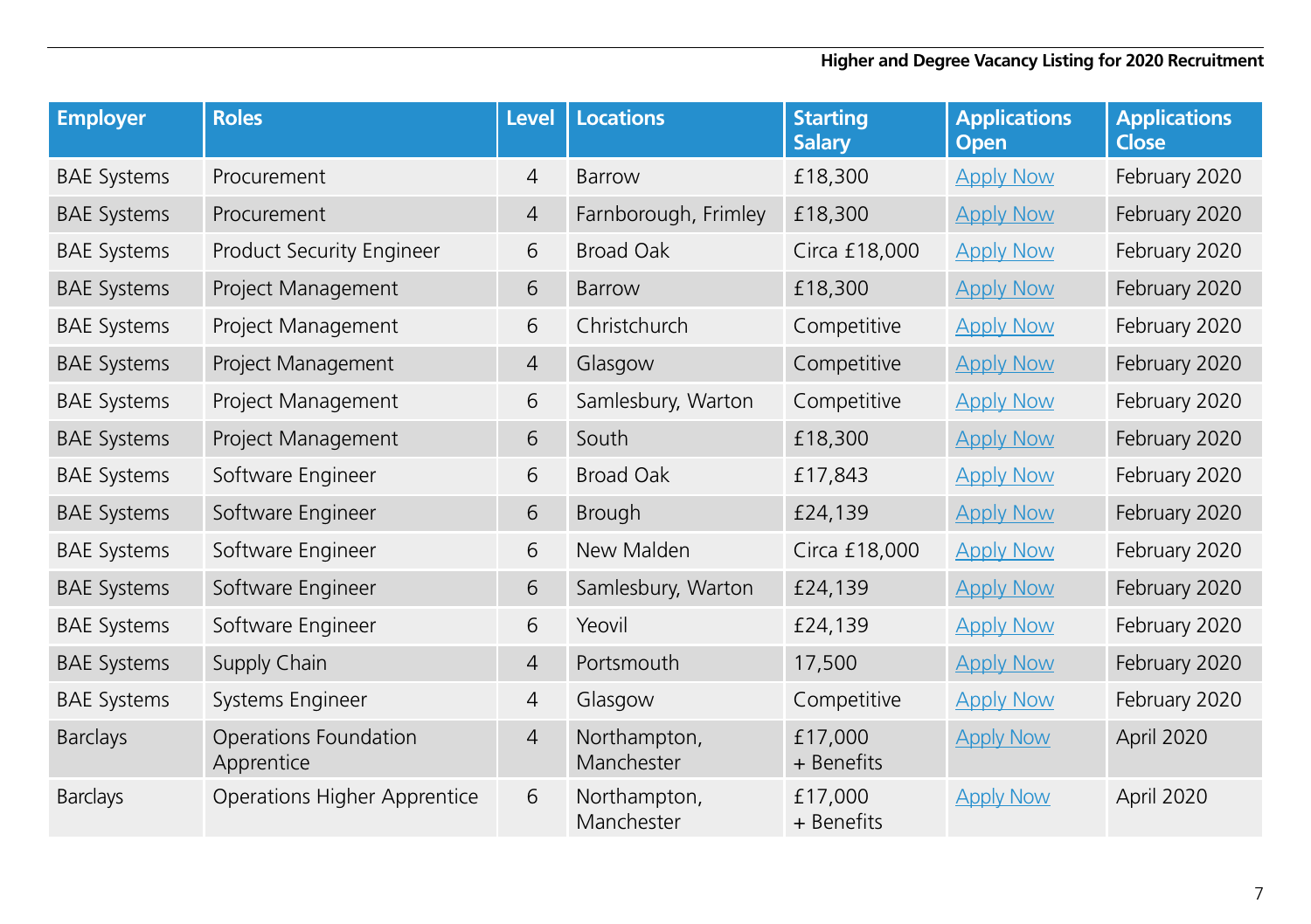| Employer | Roles | Level | Locations | Starting Salary | Applications Open | Applications Close |
|---|---|---|---|---|---|---|
| BAE Systems | Procurement | 4 | Barrow | £18,300 | Apply Now | February 2020 |
| BAE Systems | Procurement | 4 | Farnborough, Frimley | £18,300 | Apply Now | February 2020 |
| BAE Systems | Product Security Engineer | 6 | Broad Oak | Circa £18,000 | Apply Now | February 2020 |
| BAE Systems | Project Management | 6 | Barrow | £18,300 | Apply Now | February 2020 |
| BAE Systems | Project Management | 6 | Christchurch | Competitive | Apply Now | February 2020 |
| BAE Systems | Project Management | 4 | Glasgow | Competitive | Apply Now | February 2020 |
| BAE Systems | Project Management | 6 | Samlesbury, Warton | Competitive | Apply Now | February 2020 |
| BAE Systems | Project Management | 6 | South | £18,300 | Apply Now | February 2020 |
| BAE Systems | Software Engineer | 6 | Broad Oak | £17,843 | Apply Now | February 2020 |
| BAE Systems | Software Engineer | 6 | Brough | £24,139 | Apply Now | February 2020 |
| BAE Systems | Software Engineer | 6 | New Malden | Circa £18,000 | Apply Now | February 2020 |
| BAE Systems | Software Engineer | 6 | Samlesbury, Warton | £24,139 | Apply Now | February 2020 |
| BAE Systems | Software Engineer | 6 | Yeovil | £24,139 | Apply Now | February 2020 |
| BAE Systems | Supply Chain | 4 | Portsmouth | 17,500 | Apply Now | February 2020 |
| BAE Systems | Systems Engineer | 4 | Glasgow | Competitive | Apply Now | February 2020 |
| Barclays | Operations Foundation Apprentice | 4 | Northampton, Manchester | £17,000 + Benefits | Apply Now | April 2020 |
| Barclays | Operations Higher Apprentice | 6 | Northampton, Manchester | £17,000 + Benefits | Apply Now | April 2020 |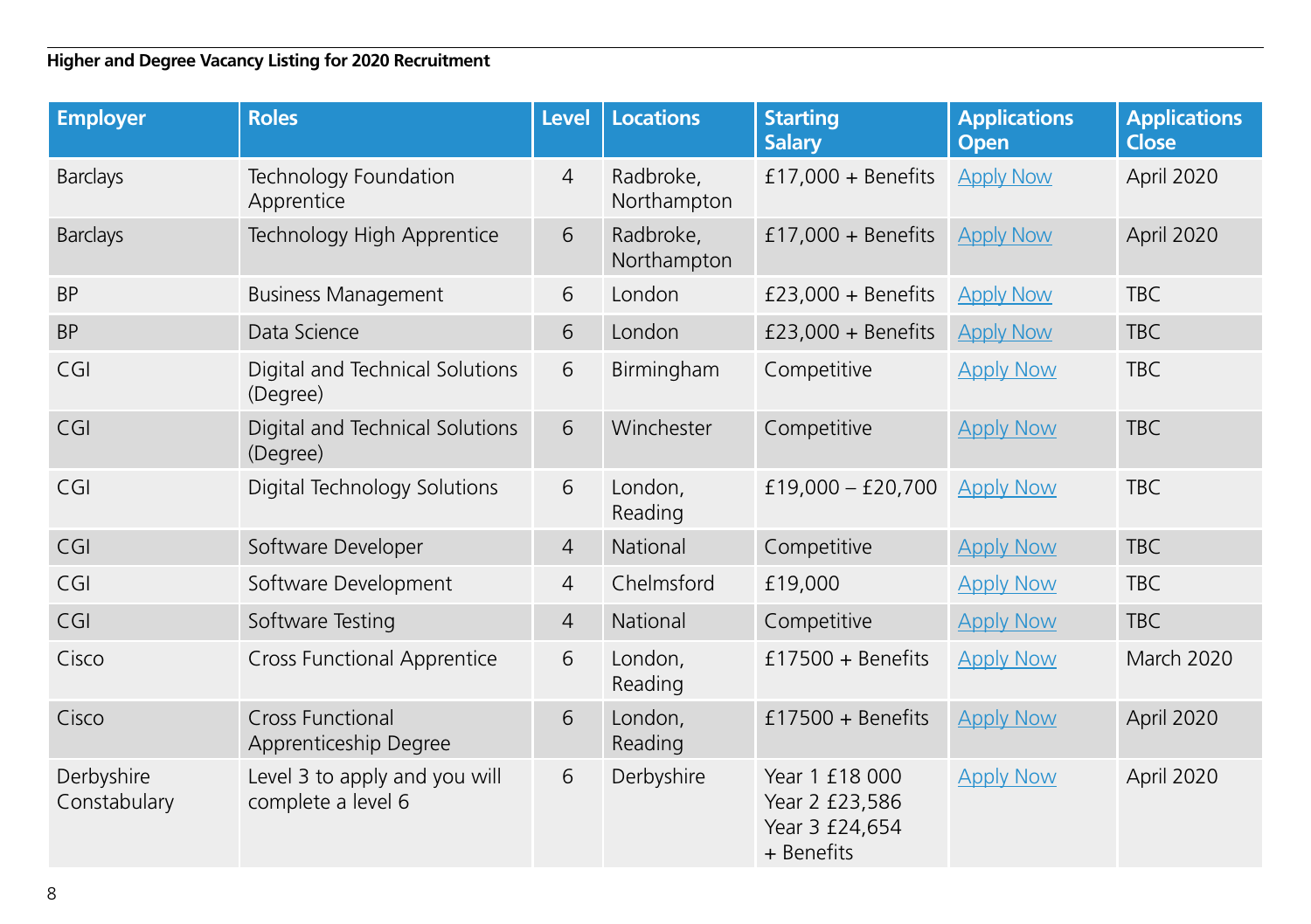**Higher and Degree Vacancy Listing for 2020 Recruitment**

| Employer | Roles | Level | Locations | Starting Salary | Applications Open | Applications Close |
|---|---|---|---|---|---|---|
| Barclays | Technology Foundation Apprentice | 4 | Radbroke, Northampton | £17,000 + Benefits | Apply Now | April 2020 |
| Barclays | Technology High Apprentice | 6 | Radbroke, Northampton | £17,000 + Benefits | Apply Now | April 2020 |
| BP | Business Management | 6 | London | £23,000 + Benefits | Apply Now | TBC |
| BP | Data Science | 6 | London | £23,000 + Benefits | Apply Now | TBC |
| CGI | Digital and Technical Solutions (Degree) | 6 | Birmingham | Competitive | Apply Now | TBC |
| CGI | Digital and Technical Solutions (Degree) | 6 | Winchester | Competitive | Apply Now | TBC |
| CGI | Digital Technology Solutions | 6 | London, Reading | £19,000 – £20,700 | Apply Now | TBC |
| CGI | Software Developer | 4 | National | Competitive | Apply Now | TBC |
| CGI | Software Development | 4 | Chelmsford | £19,000 | Apply Now | TBC |
| CGI | Software Testing | 4 | National | Competitive | Apply Now | TBC |
| Cisco | Cross Functional Apprentice | 6 | London, Reading | £17500 + Benefits | Apply Now | March 2020 |
| Cisco | Cross Functional Apprenticeship Degree | 6 | London, Reading | £17500 + Benefits | Apply Now | April 2020 |
| Derbyshire Constabulary | Level 3 to apply and you will complete a level 6 | 6 | Derbyshire | Year 1 £18 000 Year 2 £23,586 Year 3 £24,654 + Benefits | Apply Now | April 2020 |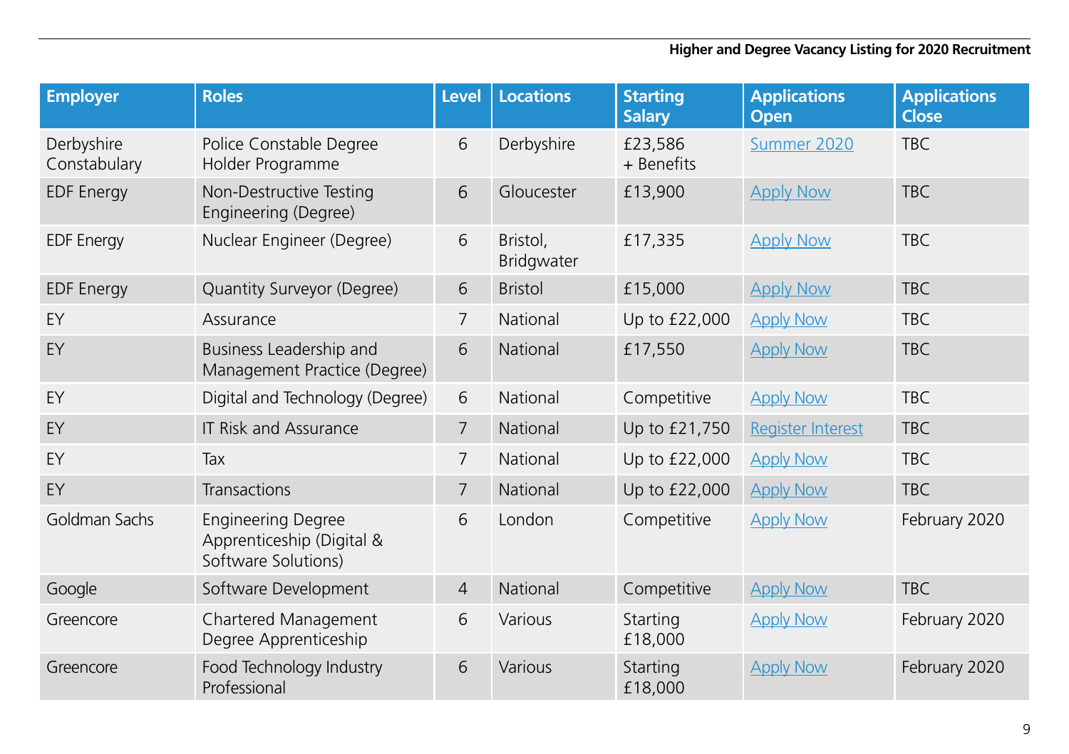| Employer | Roles | Level | Locations | Starting Salary | Applications Open | Applications Close |
|---|---|---|---|---|---|---|
| Derbyshire Constabulary | Police Constable Degree Holder Programme | 6 | Derbyshire | £23,586 + Benefits | Summer 2020 | TBC |
| EDF Energy | Non-Destructive Testing Engineering (Degree) | 6 | Gloucester | £13,900 | Apply Now | TBC |
| EDF Energy | Nuclear Engineer (Degree) | 6 | Bristol, Bridgwater | £17,335 | Apply Now | TBC |
| EDF Energy | Quantity Surveyor (Degree) | 6 | Bristol | £15,000 | Apply Now | TBC |
| EY | Assurance | 7 | National | Up to £22,000 | Apply Now | TBC |
| EY | Business Leadership and Management Practice (Degree) | 6 | National | £17,550 | Apply Now | TBC |
| EY | Digital and Technology (Degree) | 6 | National | Competitive | Apply Now | TBC |
| EY | IT Risk and Assurance | 7 | National | Up to £21,750 | Register Interest | TBC |
| EY | Tax | 7 | National | Up to £22,000 | Apply Now | TBC |
| EY | Transactions | 7 | National | Up to £22,000 | Apply Now | TBC |
| Goldman Sachs | Engineering Degree Apprenticeship (Digital & Software Solutions) | 6 | London | Competitive | Apply Now | February 2020 |
| Google | Software Development | 4 | National | Competitive | Apply Now | TBC |
| Greencore | Chartered Management Degree Apprenticeship | 6 | Various | Starting £18,000 | Apply Now | February 2020 |
| Greencore | Food Technology Industry Professional | 6 | Various | Starting £18,000 | Apply Now | February 2020 |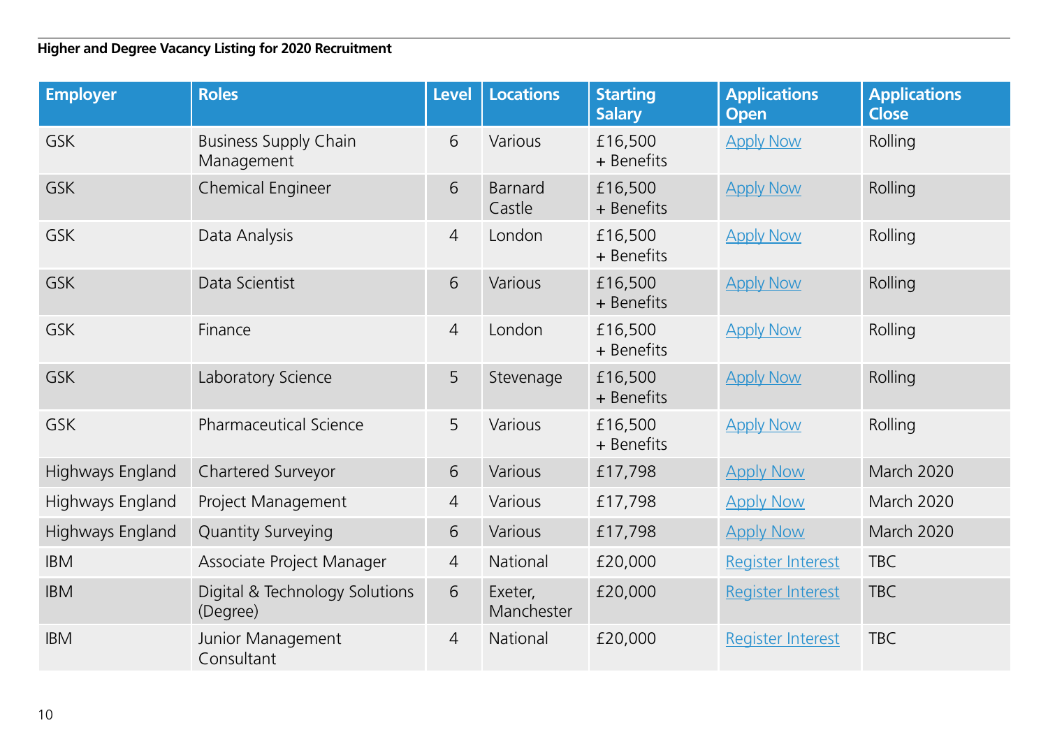**Higher and Degree Vacancy Listing for 2020 Recruitment**

| Employer | Roles | Level | Locations | Starting Salary | Applications Open | Applications Close |
|---|---|---|---|---|---|---|
| GSK | Business Supply Chain Management | 6 | Various | £16,500 + Benefits | Apply Now | Rolling |
| GSK | Chemical Engineer | 6 | Barnard Castle | £16,500 + Benefits | Apply Now | Rolling |
| GSK | Data Analysis | 4 | London | £16,500 + Benefits | Apply Now | Rolling |
| GSK | Data Scientist | 6 | Various | £16,500 + Benefits | Apply Now | Rolling |
| GSK | Finance | 4 | London | £16,500 + Benefits | Apply Now | Rolling |
| GSK | Laboratory Science | 5 | Stevenage | £16,500 + Benefits | Apply Now | Rolling |
| GSK | Pharmaceutical Science | 5 | Various | £16,500 + Benefits | Apply Now | Rolling |
| Highways England | Chartered Surveyor | 6 | Various | £17,798 | Apply Now | March 2020 |
| Highways England | Project Management | 4 | Various | £17,798 | Apply Now | March 2020 |
| Highways England | Quantity Surveying | 6 | Various | £17,798 | Apply Now | March 2020 |
| IBM | Associate Project Manager | 4 | National | £20,000 | Register Interest | TBC |
| IBM | Digital & Technology Solutions (Degree) | 6 | Exeter, Manchester | £20,000 | Register Interest | TBC |
| IBM | Junior Management Consultant | 4 | National | £20,000 | Register Interest | TBC |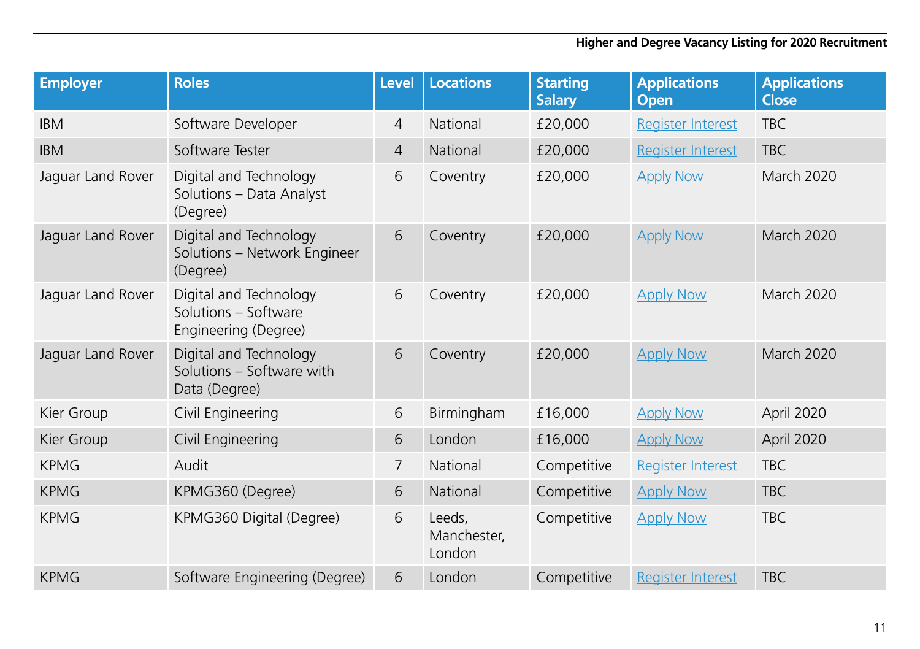**Higher and Degree Vacancy Listing for 2020 Recruitment**

| Employer | Roles | Level | Locations | Starting Salary | Applications Open | Applications Close |
|---|---|---|---|---|---|---|
| IBM | Software Developer | 4 | National | £20,000 | Register Interest | TBC |
| IBM | Software Tester | 4 | National | £20,000 | Register Interest | TBC |
| Jaguar Land Rover | Digital and Technology Solutions – Data Analyst (Degree) | 6 | Coventry | £20,000 | Apply Now | March 2020 |
| Jaguar Land Rover | Digital and Technology Solutions – Network Engineer (Degree) | 6 | Coventry | £20,000 | Apply Now | March 2020 |
| Jaguar Land Rover | Digital and Technology Solutions – Software Engineering (Degree) | 6 | Coventry | £20,000 | Apply Now | March 2020 |
| Jaguar Land Rover | Digital and Technology Solutions – Software with Data (Degree) | 6 | Coventry | £20,000 | Apply Now | March 2020 |
| Kier Group | Civil Engineering | 6 | Birmingham | £16,000 | Apply Now | April 2020 |
| Kier Group | Civil Engineering | 6 | London | £16,000 | Apply Now | April 2020 |
| KPMG | Audit | 7 | National | Competitive | Register Interest | TBC |
| KPMG | KPMG360 (Degree) | 6 | National | Competitive | Apply Now | TBC |
| KPMG | KPMG360 Digital (Degree) | 6 | Leeds, Manchester, London | Competitive | Apply Now | TBC |
| KPMG | Software Engineering (Degree) | 6 | London | Competitive | Register Interest | TBC |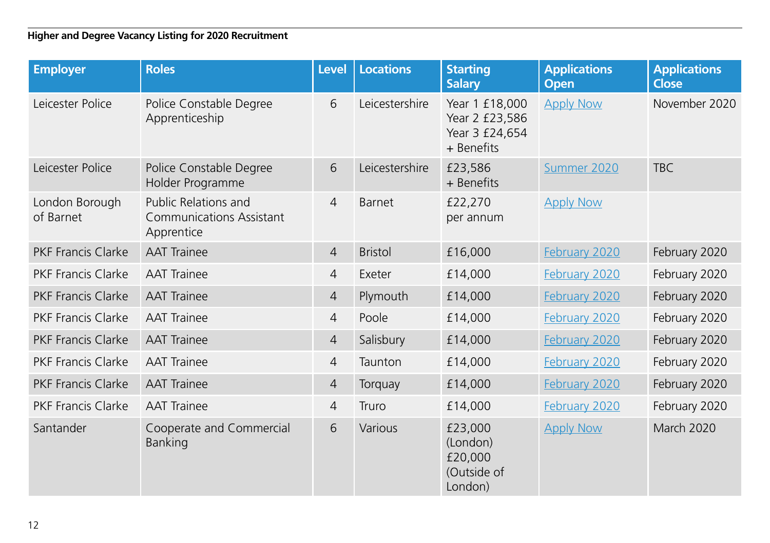**Higher and Degree Vacancy Listing for 2020 Recruitment**

| Employer | Roles | Level | Locations | Starting Salary | Applications Open | Applications Close |
|---|---|---|---|---|---|---|
| Leicester Police | Police Constable Degree Apprenticeship | 6 | Leicestershire | Year 1 £18,000 Year 2 £23,586 Year 3 £24,654 + Benefits | Apply Now | November 2020 |
| Leicester Police | Police Constable Degree Holder Programme | 6 | Leicestershire | £23,586 + Benefits | Summer 2020 | TBC |
| London Borough of Barnet | Public Relations and Communications Assistant Apprentice | 4 | Barnet | £22,270 per annum | Apply Now | |
| PKF Francis Clarke | AAT Trainee | 4 | Bristol | £16,000 | February 2020 | February 2020 |
| PKF Francis Clarke | AAT Trainee | 4 | Exeter | £14,000 | February 2020 | February 2020 |
| PKF Francis Clarke | AAT Trainee | 4 | Plymouth | £14,000 | February 2020 | February 2020 |
| PKF Francis Clarke | AAT Trainee | 4 | Poole | £14,000 | February 2020 | February 2020 |
| PKF Francis Clarke | AAT Trainee | 4 | Salisbury | £14,000 | February 2020 | February 2020 |
| PKF Francis Clarke | AAT Trainee | 4 | Taunton | £14,000 | February 2020 | February 2020 |
| PKF Francis Clarke | AAT Trainee | 4 | Torquay | £14,000 | February 2020 | February 2020 |
| PKF Francis Clarke | AAT Trainee | 4 | Truro | £14,000 | February 2020 | February 2020 |
| Santander | Cooperate and Commercial Banking | 6 | Various | £23,000 (London) £20,000 (Outside of London) | Apply Now | March 2020 |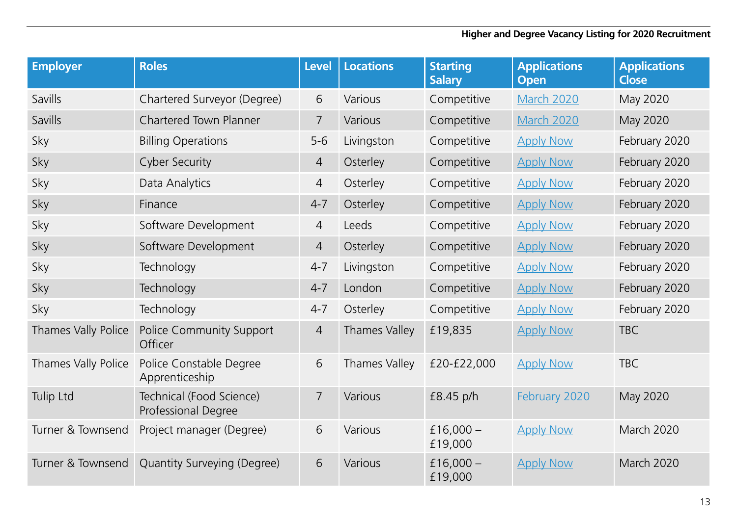| Employer | Roles | Level | Locations | Starting Salary | Applications Open | Applications Close |
|---|---|---|---|---|---|---|
| Savills | Chartered Surveyor (Degree) | 6 | Various | Competitive | March 2020 | May 2020 |
| Savills | Chartered Town Planner | 7 | Various | Competitive | March 2020 | May 2020 |
| Sky | Billing Operations | 5-6 | Livingston | Competitive | Apply Now | February 2020 |
| Sky | Cyber Security | 4 | Osterley | Competitive | Apply Now | February 2020 |
| Sky | Data Analytics | 4 | Osterley | Competitive | Apply Now | February 2020 |
| Sky | Finance | 4-7 | Osterley | Competitive | Apply Now | February 2020 |
| Sky | Software Development | 4 | Leeds | Competitive | Apply Now | February 2020 |
| Sky | Software Development | 4 | Osterley | Competitive | Apply Now | February 2020 |
| Sky | Technology | 4-7 | Livingston | Competitive | Apply Now | February 2020 |
| Sky | Technology | 4-7 | London | Competitive | Apply Now | February 2020 |
| Sky | Technology | 4-7 | Osterley | Competitive | Apply Now | February 2020 |
| Thames Vally Police | Police Community Support Officer | 4 | Thames Valley | £19,835 | Apply Now | TBC |
| Thames Vally Police | Police Constable Degree Apprenticeship | 6 | Thames Valley | £20-£22,000 | Apply Now | TBC |
| Tulip Ltd | Technical (Food Science) Professional Degree | 7 | Various | £8.45 p/h | February 2020 | May 2020 |
| Turner & Townsend | Project manager (Degree) | 6 | Various | £16,000 – £19,000 | Apply Now | March 2020 |
| Turner & Townsend | Quantity Surveying (Degree) | 6 | Various | £16,000 – £19,000 | Apply Now | March 2020 |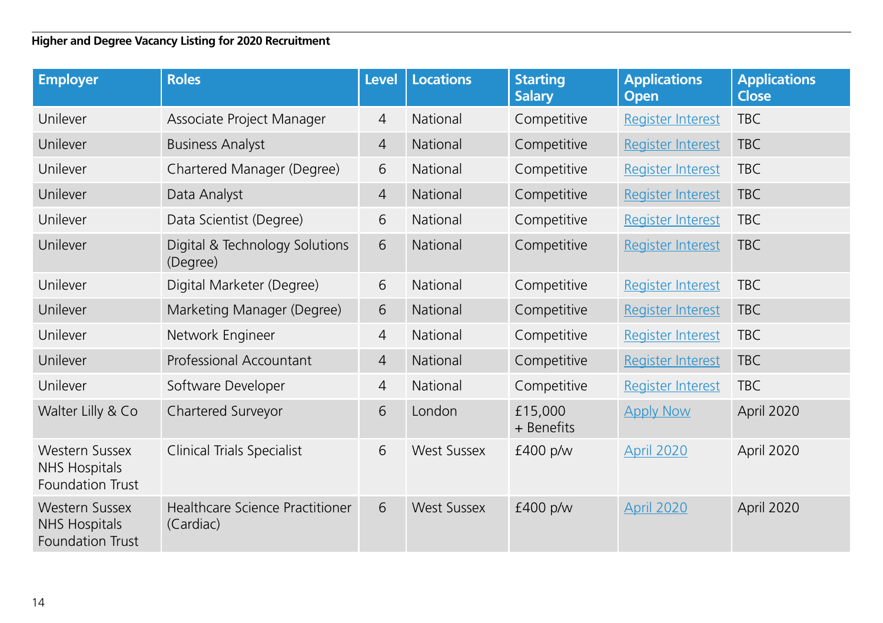**Higher and Degree Vacancy Listing for 2020 Recruitment**

| Employer | Roles | Level | Locations | Starting Salary | Applications Open | Applications Close |
|---|---|---|---|---|---|---|
| Unilever | Associate Project Manager | 4 | National | Competitive | Register Interest | TBC |
| Unilever | Business Analyst | 4 | National | Competitive | Register Interest | TBC |
| Unilever | Chartered Manager (Degree) | 6 | National | Competitive | Register Interest | TBC |
| Unilever | Data Analyst | 4 | National | Competitive | Register Interest | TBC |
| Unilever | Data Scientist (Degree) | 6 | National | Competitive | Register Interest | TBC |
| Unilever | Digital & Technology Solutions (Degree) | 6 | National | Competitive | Register Interest | TBC |
| Unilever | Digital Marketer (Degree) | 6 | National | Competitive | Register Interest | TBC |
| Unilever | Marketing Manager (Degree) | 6 | National | Competitive | Register Interest | TBC |
| Unilever | Network Engineer | 4 | National | Competitive | Register Interest | TBC |
| Unilever | Professional Accountant | 4 | National | Competitive | Register Interest | TBC |
| Unilever | Software Developer | 4 | National | Competitive | Register Interest | TBC |
| Walter Lilly & Co | Chartered Surveyor | 6 | London | £15,000 + Benefits | Apply Now | April 2020 |
| Western Sussex NHS Hospitals Foundation Trust | Clinical Trials Specialist | 6 | West Sussex | £400 p/w | April 2020 | April 2020 |
| Western Sussex NHS Hospitals Foundation Trust | Healthcare Science Practitioner (Cardiac) | 6 | West Sussex | £400 p/w | April 2020 | April 2020 |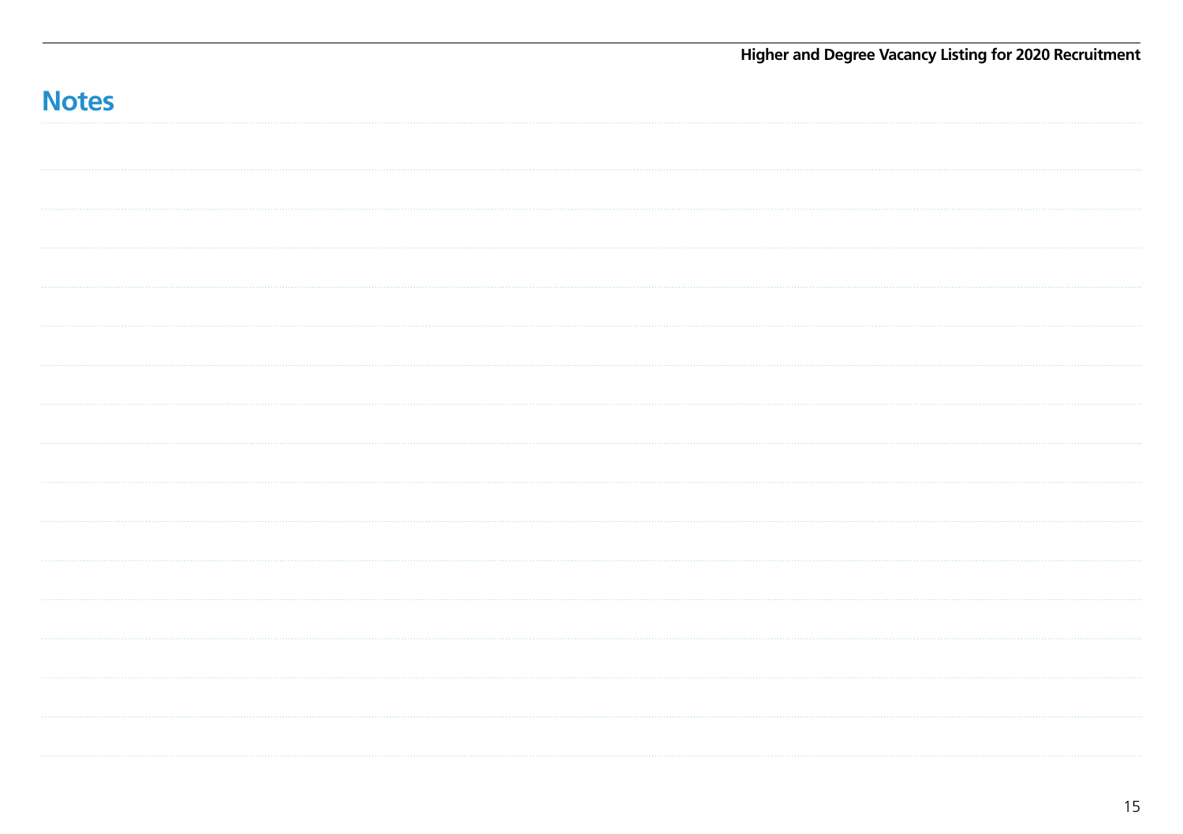# Notes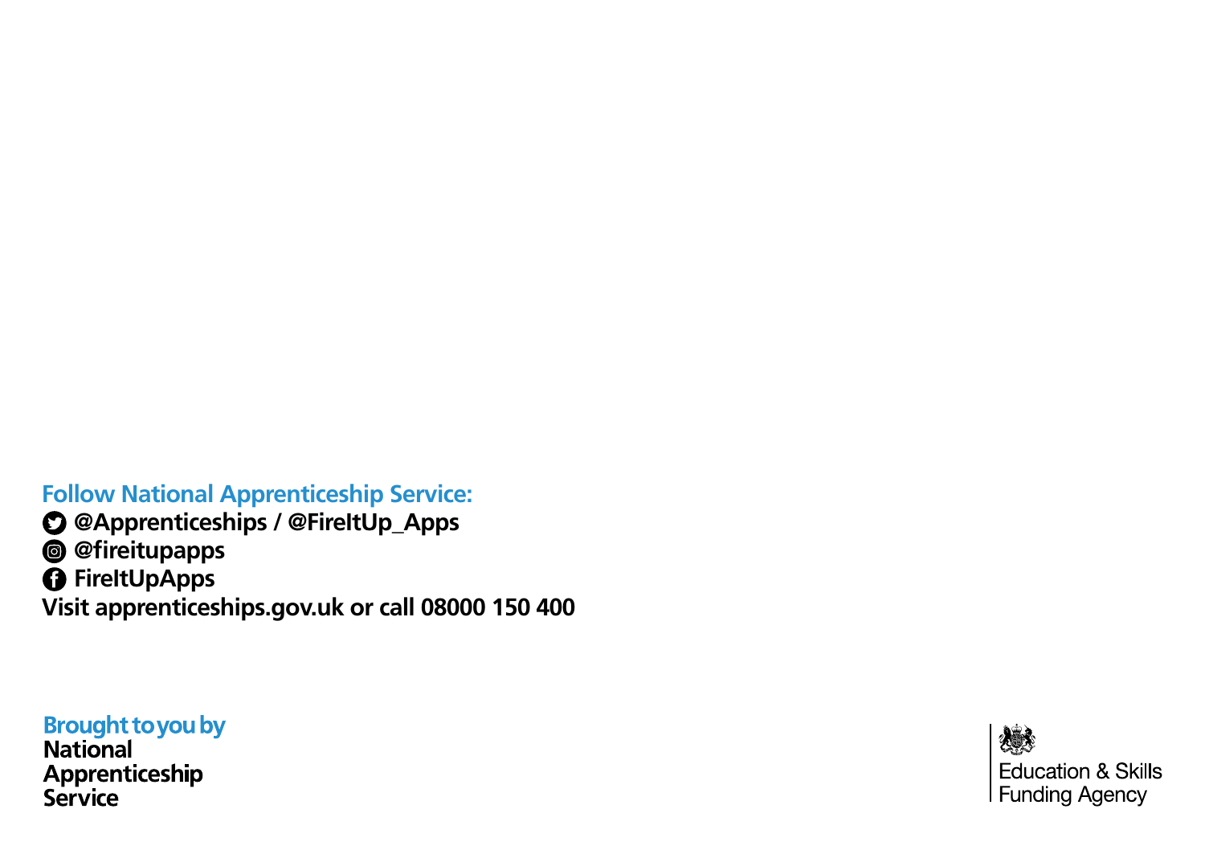**Follow National Apprenticeship Service:**

**@Apprenticeships / @FireItUp_Apps**

**@fireitupapps**

**FireItUpApps**

**Visit apprenticeships.gov.uk or call 08000 150 400**

**Brought to you by**
**National Apprenticeship Service**

Education & Skills Funding Agency